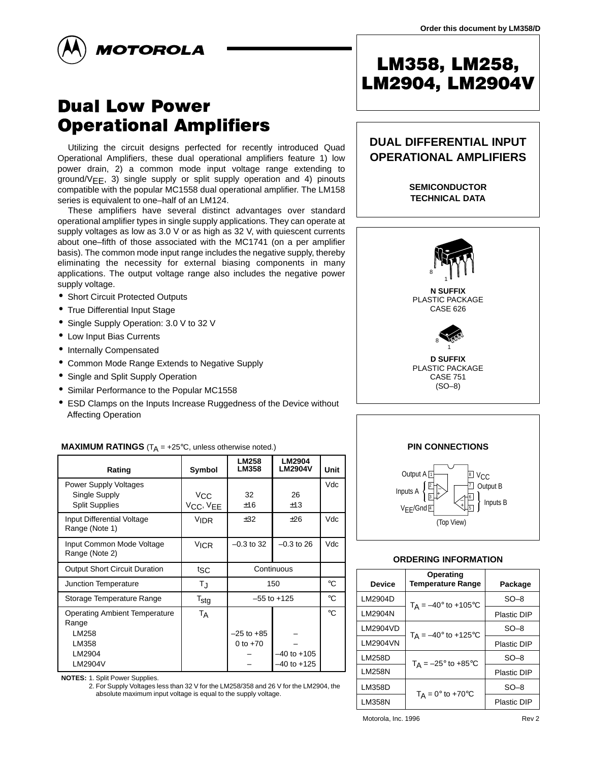Order this document by LM358/D

MOTOROLA

# LM358, LM258, LM2904, LM2904V

# Dual Low Power Operational Amplifiers

Utilizing the circuit designs perfected for recently introduced Quad Operational Amplifiers, these dual operational amplifiers feature 1) low power drain, 2) a common mode input voltage range extending to ground/$V_{EE}$, 3) single supply or split supply operation and 4) pinouts compatible with the popular MC1558 dual operational amplifier. The LM158 series is equivalent to one–half of an LM124.

These amplifiers have several distinct advantages over standard operational amplifier types in single supply applications. They can operate at supply voltages as low as 3.0 V or as high as 32 V, with quiescent currents about one–fifth of those associated with the MC1741 (on a per amplifier basis). The common mode input range includes the negative supply, thereby eliminating the necessity for external biasing components in many applications. The output voltage range also includes the negative power supply voltage.

- Short Circuit Protected Outputs
- True Differential Input Stage
- Single Supply Operation: 3.0 V to 32 V
- Low Input Bias Currents
- Internally Compensated
- Common Mode Range Extends to Negative Supply
- Single and Split Supply Operation
- Similar Performance to the Popular MC1558
- ESD Clamps on the Inputs Increase Ruggedness of the Device without Affecting Operation

**DUAL DIFFERENTIAL INPUT OPERATIONAL AMPLIFIERS**

**SEMICONDUCTOR TECHNICAL DATA**

**N SUFFIX**
PLASTIC PACKAGE
CASE 626

**D SUFFIX**
PLASTIC PACKAGE
CASE 751
(SO–8)

**PIN CONNECTIONS**

Output A (1), Inputs A (2, 3), $V_{EE}$/Gnd (4), Inputs B (5, 6), Output B (7), $V_{CC}$ (8)

(Top View)

**MAXIMUM RATINGS** ($T_A$ = +25°C, unless otherwise noted.)

| Rating | Symbol | LM258 LM358 | LM2904 LM2904V | Unit |
|---|---|---|---|---|
| Power Supply Voltages<br>Single Supply<br>Split Supplies | <br>$V_{CC}$<br>$V_{CC}$, $V_{EE}$ | <br>32<br>±16 | <br>26<br>±13 | Vdc |
| Input Differential Voltage Range (Note 1) | $V_{IDR}$ | ±32 | ±26 | Vdc |
| Input Common Mode Voltage Range (Note 2) | $V_{ICR}$ | –0.3 to 32 | –0.3 to 26 | Vdc |
| Output Short Circuit Duration | $t_{SC}$ | Continuous | | |
| Junction Temperature | $T_J$ | 150 | | °C |
| Storage Temperature Range | $T_{stg}$ | –55 to +125 | | °C |
| Operating Ambient Temperature Range<br>LM258<br>LM358<br>LM2904<br>LM2904V | $T_A$ | <br>–25 to +85<br>0 to +70<br>–<br>– | <br>–<br>–<br>–40 to +105<br>–40 to +125 | °C |

**NOTES:** 1. Split Power Supplies.
2. For Supply Voltages less than 32 V for the LM258/358 and 26 V for the LM2904, the absolute maximum input voltage is equal to the supply voltage.

**ORDERING INFORMATION**

| Device | Operating Temperature Range | Package |
|---|---|---|
| LM2904D | $T_A$ = –40° to +105°C | SO–8 |
| LM2904N | | Plastic DIP |
| LM2904VD | $T_A$ = –40° to +125°C | SO–8 |
| LM2904VN | | Plastic DIP |
| LM258D | $T_A$ = –25° to +85°C | SO–8 |
| LM258N | | Plastic DIP |
| LM358D | $T_A$ = 0° to +70°C | SO–8 |
| LM358N | | Plastic DIP |

Motorola, Inc. 1996 Rev 2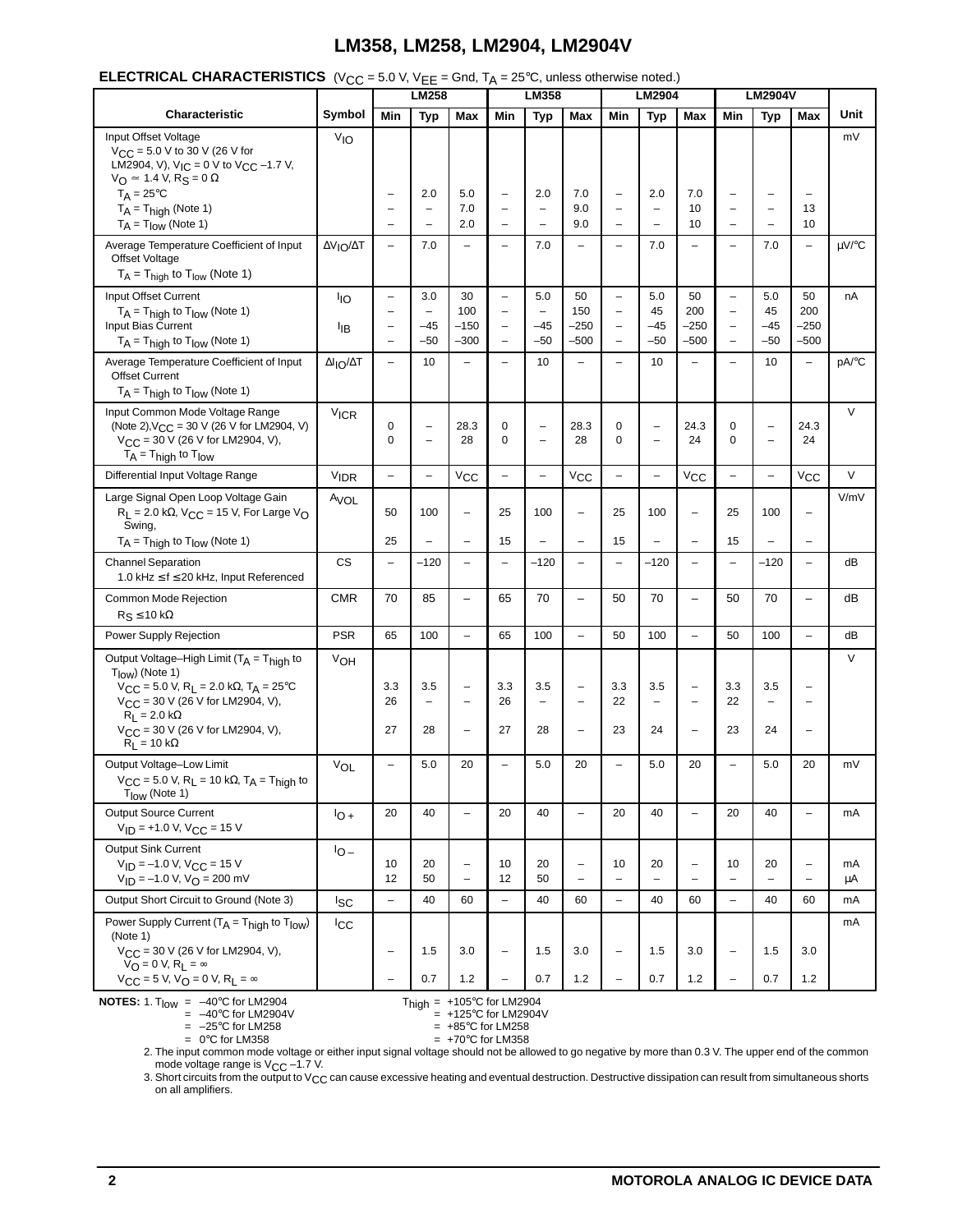## ELECTRICAL CHARACTERISTICS ($V_{CC}$ = 5.0 V, $V_{EE}$ = Gnd, $T_A$ = 25°C, unless otherwise noted.)

| Characteristic | Symbol | LM258 | | | LM358 | | | LM2904 | | | LM2904V | | | Unit |
|---|---|---|---|---|---|---|---|---|---|---|---|---|---|---|
| | | Min | Typ | Max | Min | Typ | Max | Min | Typ | Max | Min | Typ | Max | |
| Input Offset Voltage<br>$V_{CC}$ = 5.0 V to 30 V (26 V for LM2904, V), $V_{IC}$ = 0 V to $V_{CC}$ –1.7 V, $V_O$ ≃ 1.4 V, $R_S$ = 0 Ω | $V_{IO}$ | | | | | | | | | | | | | mV |
| $T_A$ = 25°C | | – | 2.0 | 5.0 | – | 2.0 | 7.0 | – | 2.0 | 7.0 | – | – | – | |
| $T_A$ = $T_{high}$ (Note 1) | | – | – | 7.0 | – | – | 9.0 | – | – | 10 | – | – | 13 | |
| $T_A$ = $T_{low}$ (Note 1) | | – | – | 2.0 | – | – | 9.0 | – | – | 10 | – | – | 10 | |
| Average Temperature Coefficient of Input Offset Voltage<br>$T_A$ = $T_{high}$ to $T_{low}$ (Note 1) | $\Delta V_{IO}/\Delta T$ | – | 7.0 | – | – | 7.0 | – | – | 7.0 | – | – | 7.0 | – | μV/°C |
| Input Offset Current | $I_{IO}$ | – | 3.0 | 30 | – | 5.0 | 50 | – | 5.0 | 50 | – | 5.0 | 50 | nA |
| $T_A$ = $T_{high}$ to $T_{low}$ (Note 1) | | – | – | 100 | – | – | 150 | – | 45 | 200 | – | 45 | 200 | |
| Input Bias Current | $I_{IB}$ | – | –45 | –150 | – | –45 | –250 | – | –45 | –250 | – | –45 | –250 | |
| $T_A$ = $T_{high}$ to $T_{low}$ (Note 1) | | – | –50 | –300 | – | –50 | –500 | – | –50 | –500 | – | –50 | –500 | |
| Average Temperature Coefficient of Input Offset Current<br>$T_A$ = $T_{high}$ to $T_{low}$ (Note 1) | $\Delta I_{IO}/\Delta T$ | – | 10 | – | – | 10 | – | – | 10 | – | – | 10 | – | pA/°C |
| Input Common Mode Voltage Range (Note 2), $V_{CC}$ = 30 V (26 V for LM2904, V) | $V_{ICR}$ | 0 | – | 28.3 | 0 | – | 28.3 | 0 | – | 24.3 | 0 | – | 24.3 | V |
| $V_{CC}$ = 30 V (26 V for LM2904, V), $T_A$ = $T_{high}$ to $T_{low}$ | | 0 | – | 28 | 0 | – | 28 | 0 | – | 24 | 0 | – | 24 | |
| Differential Input Voltage Range | $V_{IDR}$ | – | – | $V_{CC}$ | – | – | $V_{CC}$ | – | – | $V_{CC}$ | – | – | $V_{CC}$ | V |
| Large Signal Open Loop Voltage Gain<br>$R_L$ = 2.0 kΩ, $V_{CC}$ = 15 V, For Large $V_O$ Swing, | $A_{VOL}$ | 50 | 100 | – | 25 | 100 | – | 25 | 100 | – | 25 | 100 | – | V/mV |
| $T_A$ = $T_{high}$ to $T_{low}$ (Note 1) | | 25 | – | – | 15 | – | – | 15 | – | – | 15 | – | – | |
| Channel Separation<br>1.0 kHz ≤ f ≤ 20 kHz, Input Referenced | CS | – | –120 | – | – | –120 | – | – | –120 | – | – | –120 | – | dB |
| Common Mode Rejection<br>$R_S$ ≤ 10 kΩ | CMR | 70 | 85 | – | 65 | 70 | – | 50 | 70 | – | 50 | 70 | – | dB |
| Power Supply Rejection | PSR | 65 | 100 | – | 65 | 100 | – | 50 | 100 | – | 50 | 100 | – | dB |
| Output Voltage–High Limit ($T_A$ = $T_{high}$ to $T_{low}$) (Note 1) | $V_{OH}$ | | | | | | | | | | | | | V |
| $V_{CC}$ = 5.0 V, $R_L$ = 2.0 kΩ, $T_A$ = 25°C | | 3.3 | 3.5 | – | 3.3 | 3.5 | – | 3.3 | 3.5 | – | 3.3 | 3.5 | – | |
| $V_{CC}$ = 30 V (26 V for LM2904, V), $R_L$ = 2.0 kΩ | | 26 | – | – | 26 | – | – | 22 | – | – | 22 | – | – | |
| $V_{CC}$ = 30 V (26 V for LM2904, V), $R_L$ = 10 kΩ | | 27 | 28 | – | 27 | 28 | – | 23 | 24 | – | 23 | 24 | – | |
| Output Voltage–Low Limit<br>$V_{CC}$ = 5.0 V, $R_L$ = 10 kΩ, $T_A$ = $T_{high}$ to $T_{low}$ (Note 1) | $V_{OL}$ | – | 5.0 | 20 | – | 5.0 | 20 | – | 5.0 | 20 | – | 5.0 | 20 | mV |
| Output Source Current<br>$V_{ID}$ = +1.0 V, $V_{CC}$ = 15 V | $I_{O+}$ | 20 | 40 | – | 20 | 40 | – | 20 | 40 | – | 20 | 40 | – | mA |
| Output Sink Current<br>$V_{ID}$ = –1.0 V, $V_{CC}$ = 15 V | $I_{O-}$ | 10 | 20 | – | 10 | 20 | – | 10 | 20 | – | 10 | 20 | – | mA |
| $V_{ID}$ = –1.0 V, $V_O$ = 200 mV | | 12 | 50 | – | 12 | 50 | – | – | – | – | – | – | – | μA |
| Output Short Circuit to Ground (Note 3) | $I_{SC}$ | – | 40 | 60 | – | 40 | 60 | – | 40 | 60 | – | 40 | 60 | mA |
| Power Supply Current ($T_A$ = $T_{high}$ to $T_{low}$) (Note 1) | $I_{CC}$ | | | | | | | | | | | | | mA |
| $V_{CC}$ = 30 V (26 V for LM2904, V), $V_O$ = 0 V, $R_L$ = ∞ | | – | 1.5 | 3.0 | – | 1.5 | 3.0 | – | 1.5 | 3.0 | – | 1.5 | 3.0 | |
| $V_{CC}$ = 5 V, $V_O$ = 0 V, $R_L$ = ∞ | | – | 0.7 | 1.2 | – | 0.7 | 1.2 | – | 0.7 | 1.2 | – | 0.7 | 1.2 | |

**NOTES:**
1. $T_{low}$ = –40°C for LM2904; = –40°C for LM2904V; = –25°C for LM258; = 0°C for LM358
   $T_{high}$ = +105°C for LM2904; = +125°C for LM2904V; = +85°C for LM258; = +70°C for LM358
2. The input common mode voltage or either input signal voltage should not be allowed to go negative by more than 0.3 V. The upper end of the common mode voltage range is $V_{CC}$ –1.7 V.
3. Short circuits from the output to $V_{CC}$ can cause excessive heating and eventual destruction. Destructive dissipation can result from simultaneous shorts on all amplifiers.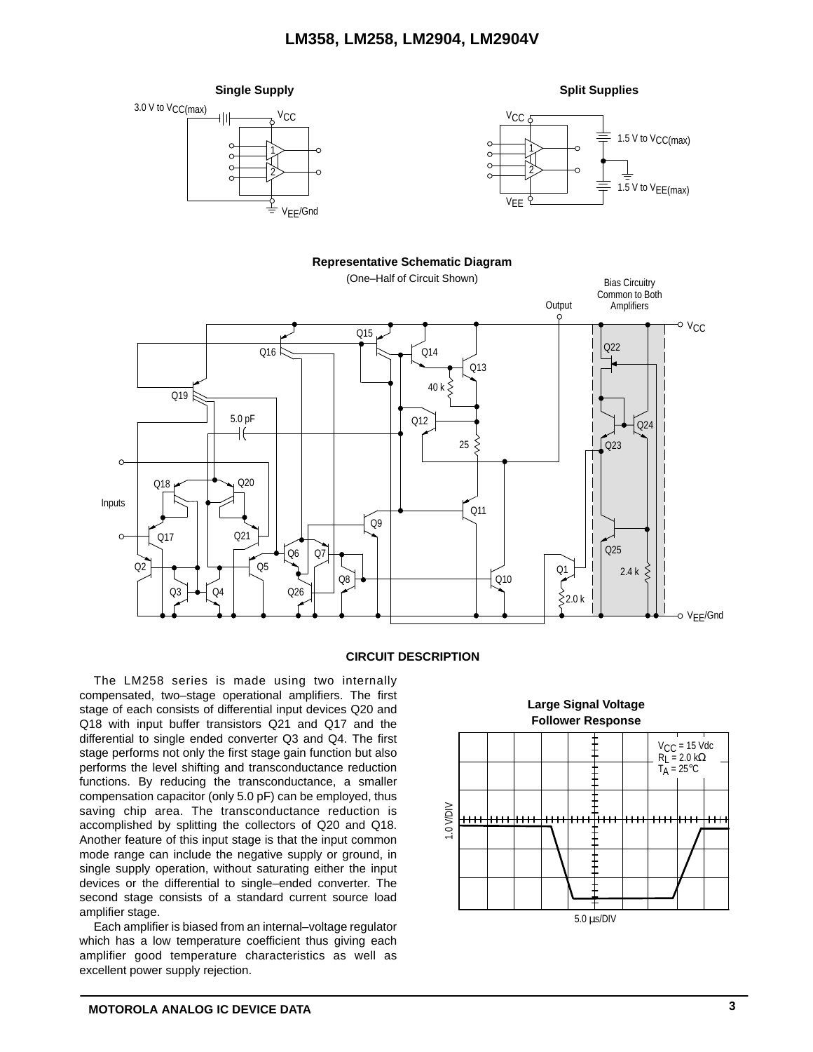**Single Supply**

**Split Supplies**

**Representative Schematic Diagram**

(One–Half of Circuit Shown)

## CIRCUIT DESCRIPTION

The LM258 series is made using two internally compensated, two–stage operational amplifiers. The first stage of each consists of differential input devices Q20 and Q18 with input buffer transistors Q21 and Q17 and the differential to single ended converter Q3 and Q4. The first stage performs not only the first stage gain function but also performs the level shifting and transconductance reduction functions. By reducing the transconductance, a smaller compensation capacitor (only 5.0 pF) can be employed, thus saving chip area. The transconductance reduction is accomplished by splitting the collectors of Q20 and Q18. Another feature of this input stage is that the input common mode range can include the negative supply or ground, in single supply operation, without saturating either the input devices or the differential to single–ended converter. The second stage consists of a standard current source load amplifier stage.

Each amplifier is biased from an internal–voltage regulator which has a low temperature coefficient thus giving each amplifier good temperature characteristics as well as excellent power supply rejection.

**Large Signal Voltage Follower Response**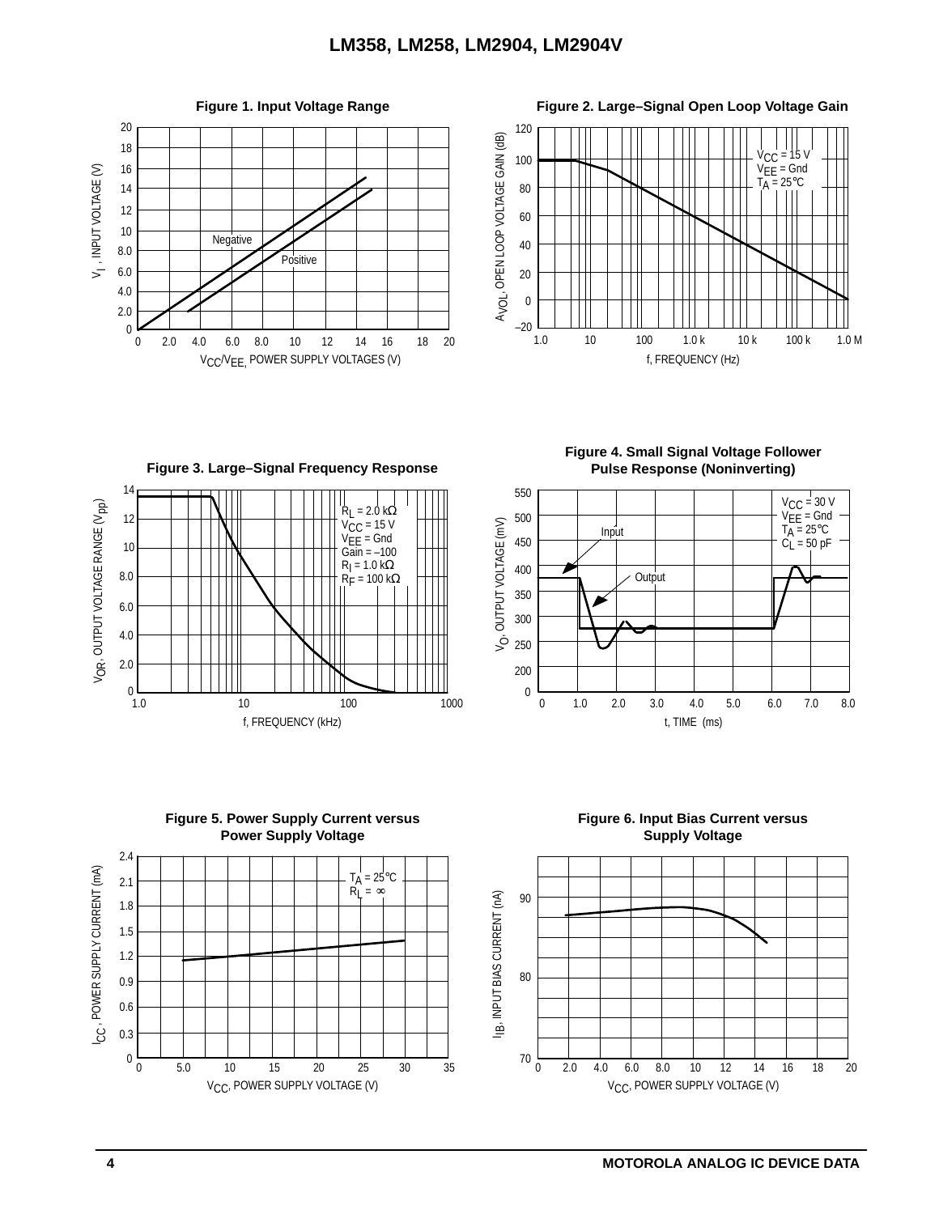**Figure 1. Input Voltage Range**

$V_I$, INPUT VOLTAGE (V)

Negative

Positive

$V_{CC}/V_{EE}$, POWER SUPPLY VOLTAGES (V)

**Figure 2. Large–Signal Open Loop Voltage Gain**

$A_{VOL}$, OPEN LOOP VOLTAGE GAIN (dB)

$V_{CC}$ = 15 V
$V_{EE}$ = Gnd
$T_A$ = 25°C

f, FREQUENCY (Hz)

**Figure 3. Large–Signal Frequency Response**

$V_{OR}$, OUTPUT VOLTAGE RANGE ($V_{pp}$)

$R_L$ = 2.0 kΩ
$V_{CC}$ = 15 V
$V_{EE}$ = Gnd
Gain = –100
$R_I$ = 1.0 kΩ
$R_F$ = 100 kΩ

f, FREQUENCY (kHz)

**Figure 4. Small Signal Voltage Follower Pulse Response (Noninverting)**

$V_O$, OUTPUT VOLTAGE (mV)

$V_{CC}$ = 30 V
$V_{EE}$ = Gnd
$T_A$ = 25°C
$C_L$ = 50 pF

Input

Output

t, TIME (ms)

**Figure 5. Power Supply Current versus Power Supply Voltage**

$I_{CC}$, POWER SUPPLY CURRENT (mA)

$T_A$ = 25°C
$R_L$ = ∞

$V_{CC}$, POWER SUPPLY VOLTAGE (V)

**Figure 6. Input Bias Current versus Supply Voltage**

$I_{IB}$, INPUT BIAS CURRENT (nA)

$V_{CC}$, POWER SUPPLY VOLTAGE (V)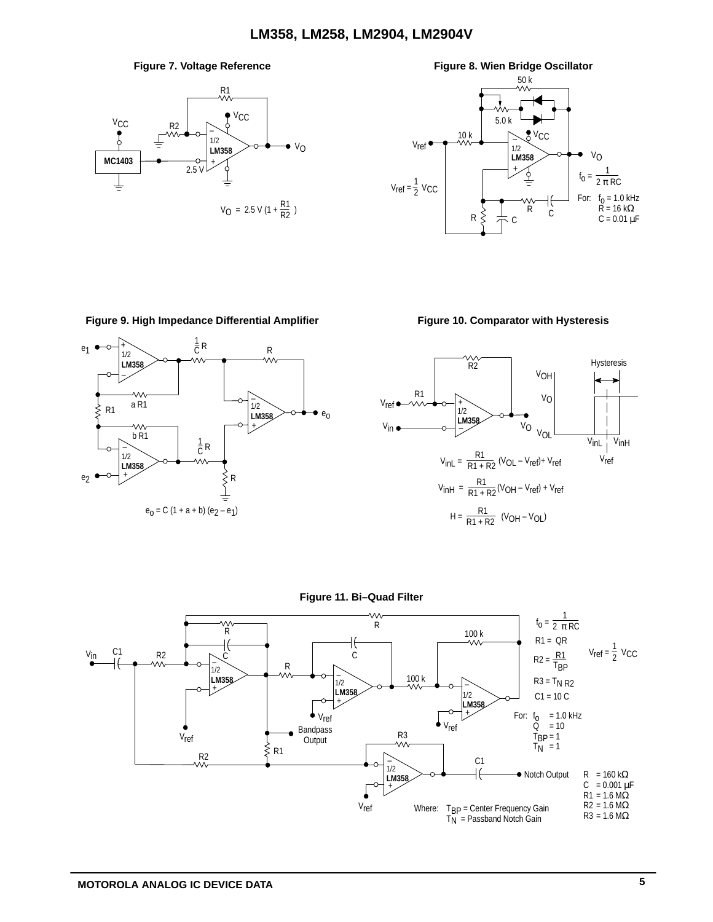**Figure 7. Voltage Reference**

$$V_O = 2.5\ V\left(1 + \frac{R1}{R2}\right)$$

**Figure 8. Wien Bridge Oscillator**

$V_{ref} = \frac{1}{2} V_{CC}$

$f_o = \frac{1}{2\pi RC}$

For: $f_o$ = 1.0 kHz
R = 16 kΩ
C = 0.01 μF

**Figure 9. High Impedance Differential Amplifier**

$$e_o = C(1 + a + b)(e_2 - e_1)$$

**Figure 10. Comparator with Hysteresis**

$$V_{inL} = \frac{R1}{R1 + R2}(V_{OL} - V_{ref}) + V_{ref}$$

$$V_{inH} = \frac{R1}{R1 + R2}(V_{OH} - V_{ref}) + V_{ref}$$

$$H = \frac{R1}{R1 + R2}(V_{OH} - V_{OL})$$

**Figure 11. Bi–Quad Filter**

$f_o = \frac{1}{2\pi RC}$

$R1 = QR$

$R2 = \frac{R1}{T_{BP}}$

$R3 = T_N R2$

$C1 = 10C$

$V_{ref} = \frac{1}{2} V_{CC}$

For: $f_o$ = 1.0 kHz
Q = 10
$T_{BP}$ = 1
$T_N$ = 1

R = 160 kΩ
C = 0.001 μF
R1 = 1.6 MΩ
R2 = 1.6 MΩ
R3 = 1.6 MΩ

Where: $T_{BP}$ = Center Frequency Gain
$T_N$ = Passband Notch Gain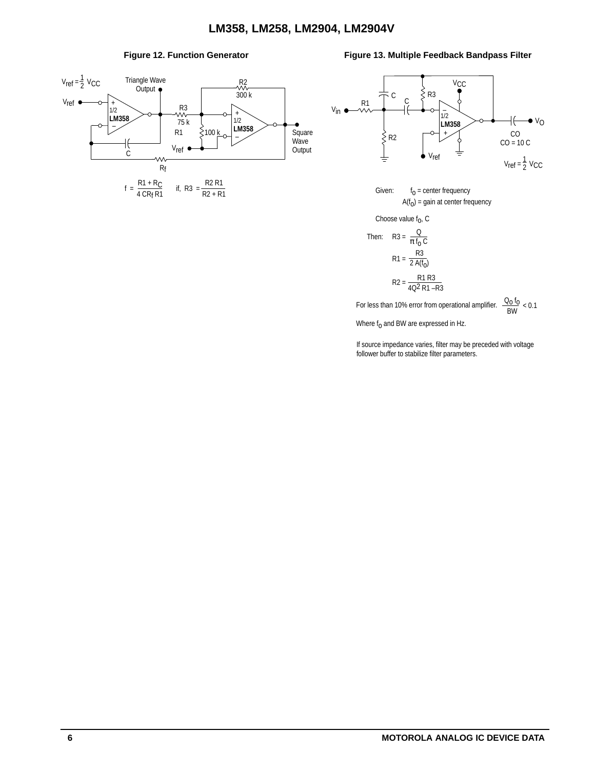**Figure 12. Function Generator**

$V_{ref} = \frac{1}{2} V_{CC}$

$$f = \frac{R1 + R_C}{4\,CR_f\,R1} \qquad \text{if, } R3 = \frac{R2\,R1}{R2 + R1}$$

**Figure 13. Multiple Feedback Bandpass Filter**

$CO = 10\,C$

$V_{ref} = \frac{1}{2} V_{CC}$

Given: $f_o$ = center frequency
$A(f_o)$ = gain at center frequency

Choose value $f_o$, C

Then: $$R3 = \frac{Q}{\pi f_o C}$$

$$R1 = \frac{R3}{2\,A(f_o)}$$

$$R2 = \frac{R1\,R3}{4Q^2\,R1 - R3}$$

For less than 10% error from operational amplifier. $\frac{Q_o f_o}{BW} < 0.1$

Where $f_o$ and BW are expressed in Hz.

If source impedance varies, filter may be preceded with voltage follower buffer to stabilize filter parameters.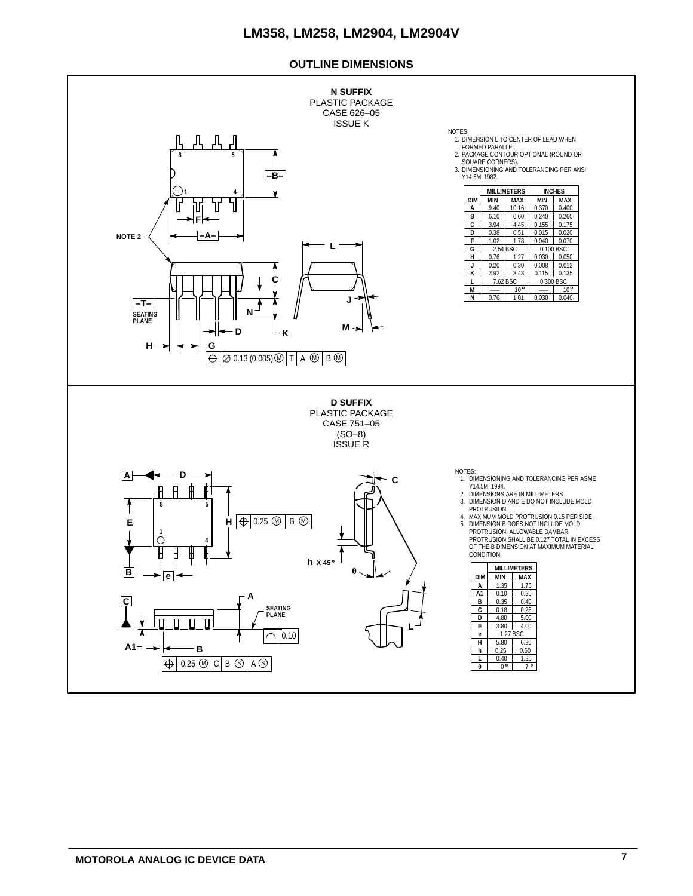## OUTLINE DIMENSIONS

### N SUFFIX
PLASTIC PACKAGE
CASE 626–05
ISSUE K

NOTES:
1. DIMENSION L TO CENTER OF LEAD WHEN FORMED PARALLEL.
2. PACKAGE CONTOUR OPTIONAL (ROUND OR SQUARE CORNERS).
3. DIMENSIONING AND TOLERANCING PER ANSI Y14.5M, 1982.

| DIM | MILLIMETERS MIN | MILLIMETERS MAX | INCHES MIN | INCHES MAX |
|---|---|---|---|---|
| A | 9.40 | 10.16 | 0.370 | 0.400 |
| B | 6.10 | 6.60 | 0.240 | 0.260 |
| C | 3.94 | 4.45 | 0.155 | 0.175 |
| D | 0.38 | 0.51 | 0.015 | 0.020 |
| F | 1.02 | 1.78 | 0.040 | 0.070 |
| G | 2.54 BSC | | 0.100 BSC | |
| H | 0.76 | 1.27 | 0.030 | 0.050 |
| J | 0.20 | 0.30 | 0.008 | 0.012 |
| K | 2.92 | 3.43 | 0.115 | 0.135 |
| L | 7.62 BSC | | 0.300 BSC | |
| M | — | 10° | — | 10° |
| N | 0.76 | 1.01 | 0.030 | 0.040 |

### D SUFFIX
PLASTIC PACKAGE
CASE 751–05
(SO–8)
ISSUE R

NOTES:
1. DIMENSIONING AND TOLERANCING PER ASME Y14.5M, 1994.
2. DIMENSIONS ARE IN MILLIMETERS.
3. DIMENSION D AND E DO NOT INCLUDE MOLD PROTRUSION.
4. MAXIMUM MOLD PROTRUSION 0.15 PER SIDE.
5. DIMENSION B DOES NOT INCLUDE DAMBAR PROTRUSION. ALLOWABLE DAMBAR PROTRUSION SHALL BE 0.127 TOTAL IN EXCESS OF THE B DIMENSION AT MAXIMUM MATERIAL CONDITION.

| DIM | MILLIMETERS MIN | MILLIMETERS MAX |
|---|---|---|
| A | 1.35 | 1.75 |
| A1 | 0.10 | 0.25 |
| B | 0.35 | 0.49 |
| C | 0.18 | 0.25 |
| D | 4.80 | 5.00 |
| E | 3.80 | 4.00 |
| e | 1.27 BSC | |
| H | 5.80 | 6.20 |
| h | 0.25 | 0.50 |
| L | 0.40 | 1.25 |
| θ | 0° | 7° |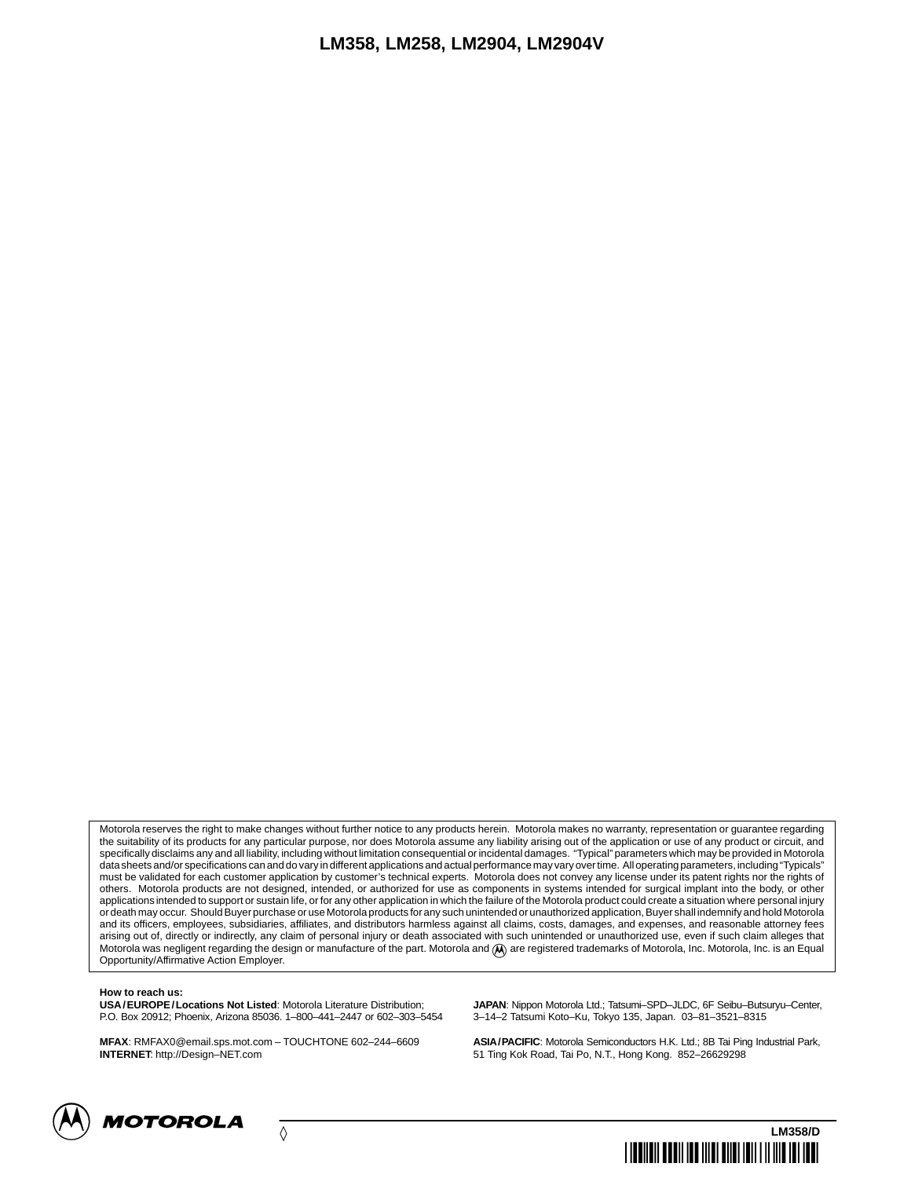Motorola reserves the right to make changes without further notice to any products herein. Motorola makes no warranty, representation or guarantee regarding the suitability of its products for any particular purpose, nor does Motorola assume any liability arising out of the application or use of any product or circuit, and specifically disclaims any and all liability, including without limitation consequential or incidental damages. "Typical" parameters which may be provided in Motorola data sheets and/or specifications can and do vary in different applications and actual performance may vary over time. All operating parameters, including "Typicals" must be validated for each customer application by customer's technical experts. Motorola does not convey any license under its patent rights nor the rights of others. Motorola products are not designed, intended, or authorized for use as components in systems intended for surgical implant into the body, or other applications intended to support or sustain life, or for any other application in which the failure of the Motorola product could create a situation where personal injury or death may occur. Should Buyer purchase or use Motorola products for any such unintended or unauthorized application, Buyer shall indemnify and hold Motorola and its officers, employees, subsidiaries, affiliates, and distributors harmless against all claims, costs, damages, and expenses, and reasonable attorney fees arising out of, directly or indirectly, any claim of personal injury or death associated with such unintended or unauthorized use, even if such claim alleges that Motorola was negligent regarding the design or manufacture of the part. Motorola and Ⓜ are registered trademarks of Motorola, Inc. Motorola, Inc. is an Equal Opportunity/Affirmative Action Employer.

**How to reach us:**
**USA / EUROPE / Locations Not Listed**: Motorola Literature Distribution; P.O. Box 20912; Phoenix, Arizona 85036. 1–800–441–2447 or 602–303–5454

**MFAX**: RMFAX0@email.sps.mot.com – TOUCHTONE 602–244–6609
**INTERNET**: http://Design–NET.com

**JAPAN**: Nippon Motorola Ltd.; Tatsumi–SPD–JLDC, 6F Seibu–Butsuryu–Center, 3–14–2 Tatsumi Koto–Ku, Tokyo 135, Japan. 03–81–3521–8315

**ASIA / PACIFIC**: Motorola Semiconductors H.K. Ltd.; 8B Tai Ping Industrial Park, 51 Ting Kok Road, Tai Po, N.T., Hong Kong. 852–26629298

**MOTOROLA**

◊

**LM358/D**